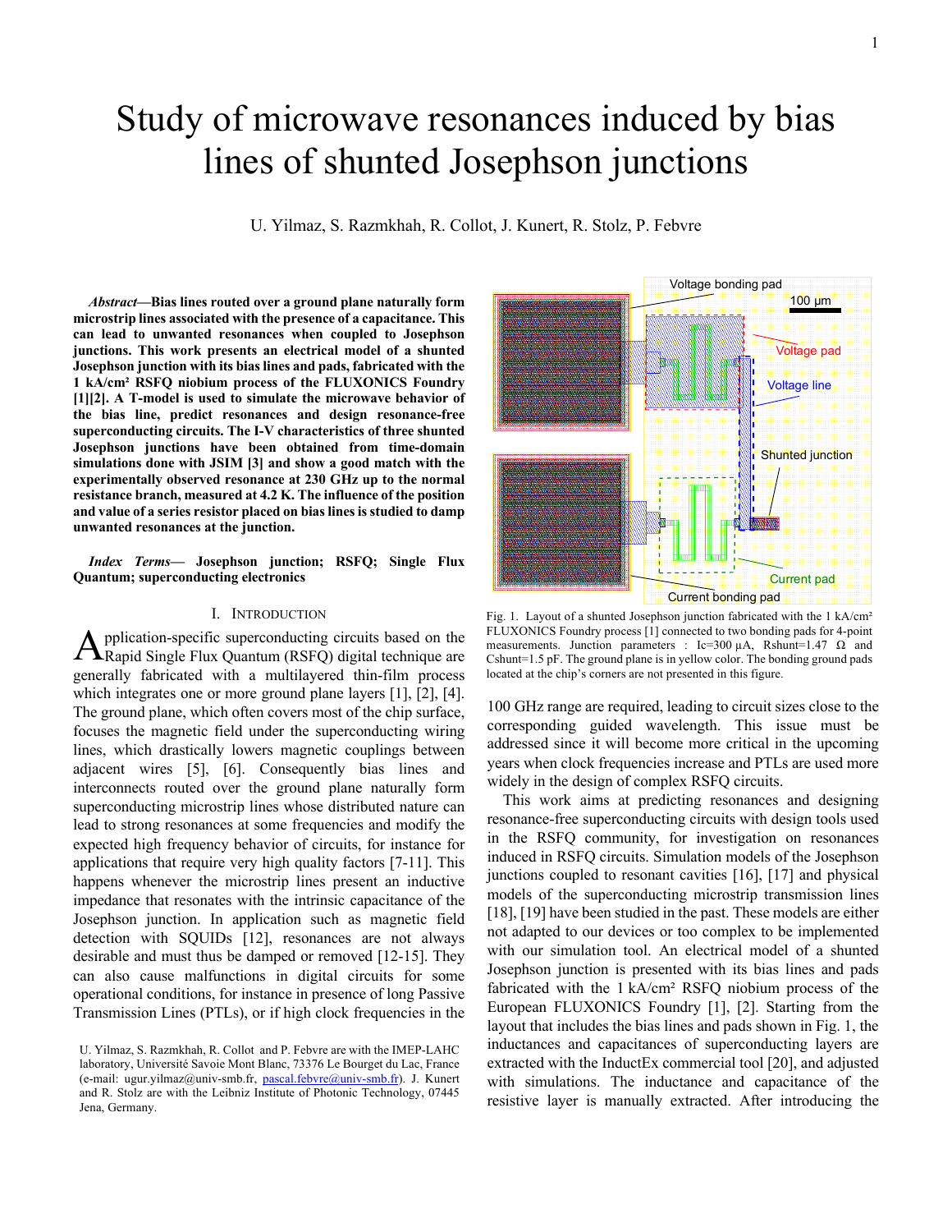# Study of microwave resonances induced by bias lines of shunted Josephson junctions

U. Yilmaz, S. Razmkhah, R. Collot, J. Kunert, R. Stolz, P. Febvre

***Abstract*—Bias lines routed over a ground plane naturally form microstrip lines associated with the presence of a capacitance. This can lead to unwanted resonances when coupled to Josephson junctions. This work presents an electrical model of a shunted Josephson junction with its bias lines and pads, fabricated with the 1 kA/cm² RSFQ niobium process of the FLUXONICS Foundry [1][2]. A T-model is used to simulate the microwave behavior of the bias line, predict resonances and design resonance-free superconducting circuits. The I-V characteristics of three shunted Josephson junctions have been obtained from time-domain simulations done with JSIM [3] and show a good match with the experimentally observed resonance at 230 GHz up to the normal resistance branch, measured at 4.2 K. The influence of the position and value of a series resistor placed on bias lines is studied to damp unwanted resonances at the junction.**

***Index Terms*— Josephson junction; RSFQ; Single Flux Quantum; superconducting electronics**

## I. Introduction

Application-specific superconducting circuits based on the Rapid Single Flux Quantum (RSFQ) digital technique are generally fabricated with a multilayered thin-film process which integrates one or more ground plane layers [1], [2], [4]. The ground plane, which often covers most of the chip surface, focuses the magnetic field under the superconducting wiring lines, which drastically lowers magnetic couplings between adjacent wires [5], [6]. Consequently bias lines and interconnects routed over the ground plane naturally form superconducting microstrip lines whose distributed nature can lead to strong resonances at some frequencies and modify the expected high frequency behavior of circuits, for instance for applications that require very high quality factors [7-11]. This happens whenever the microstrip lines present an inductive impedance that resonates with the intrinsic capacitance of the Josephson junction. In application such as magnetic field detection with SQUIDs [12], resonances are not always desirable and must thus be damped or removed [12-15]. They can also cause malfunctions in digital circuits for some operational conditions, for instance in presence of long Passive Transmission Lines (PTLs), or if high clock frequencies in the 100 GHz range are required, leading to circuit sizes close to the corresponding guided wavelength. This issue must be addressed since it will become more critical in the upcoming years when clock frequencies increase and PTLs are used more widely in the design of complex RSFQ circuits.

This work aims at predicting resonances and designing resonance-free superconducting circuits with design tools used in the RSFQ community, for investigation on resonances induced in RSFQ circuits. Simulation models of the Josephson junctions coupled to resonant cavities [16], [17] and physical models of the superconducting microstrip transmission lines [18], [19] have been studied in the past. These models are either not adapted to our devices or too complex to be implemented with our simulation tool. An electrical model of a shunted Josephson junction is presented with its bias lines and pads fabricated with the 1 kA/cm² RSFQ niobium process of the European FLUXONICS Foundry [1], [2]. Starting from the layout that includes the bias lines and pads shown in Fig. 1, the inductances and capacitances of superconducting layers are extracted with the InductEx commercial tool [20], and adjusted with simulations. The inductance and capacitance of the resistive layer is manually extracted. After introducing the

Fig. 1. Layout of a shunted Josephson junction fabricated with the 1 kA/cm² FLUXONICS Foundry process [1] connected to two bonding pads for 4-point measurements. Junction parameters : Ic=300 µA, Rshunt=1.47 Ω and Cshunt=1.5 pF. The ground plane is in yellow color. The bonding ground pads located at the chip's corners are not presented in this figure.

U. Yilmaz, S. Razmkhah, R. Collot and P. Febvre are with the IMEP-LAHC laboratory, Université Savoie Mont Blanc, 73376 Le Bourget du Lac, France (e-mail: ugur.yilmaz@univ-smb.fr, pascal.febvre@univ-smb.fr). J. Kunert and R. Stolz are with the Leibniz Institute of Photonic Technology, 07445 Jena, Germany.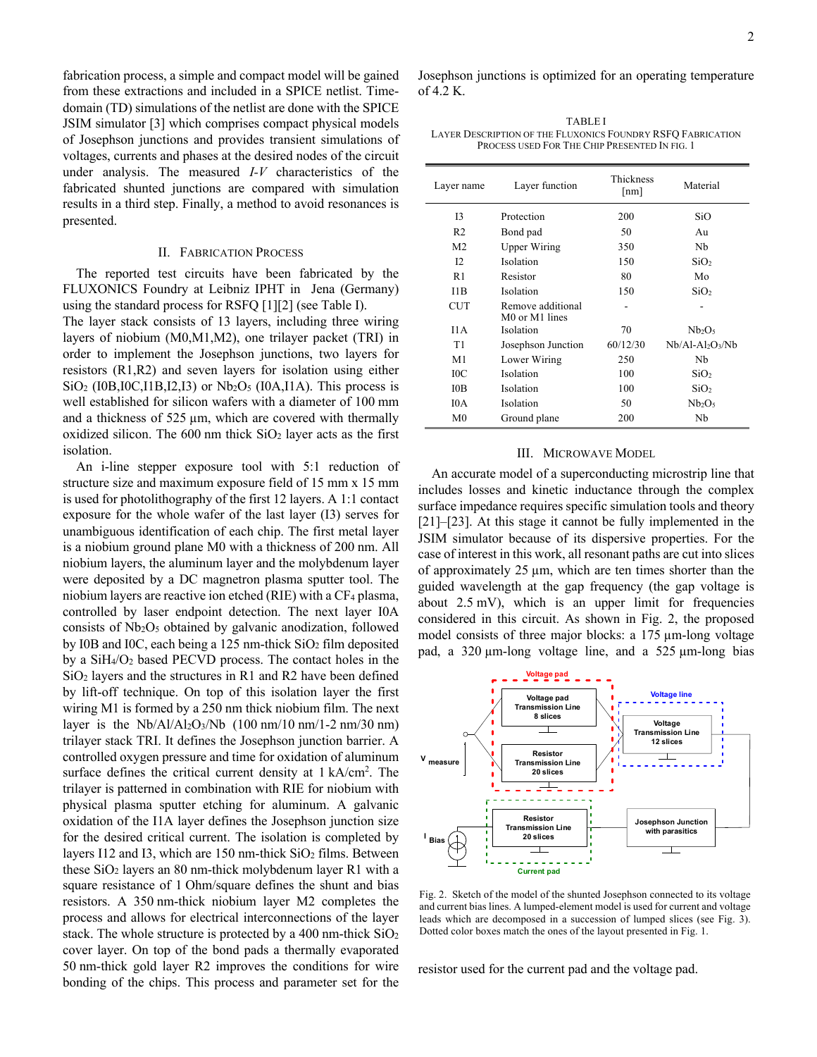fabrication process, a simple and compact model will be gained from these extractions and included in a SPICE netlist. Time-domain (TD) simulations of the netlist are done with the SPICE JSIM simulator [3] which comprises compact physical models of Josephson junctions and provides transient simulations of voltages, currents and phases at the desired nodes of the circuit under analysis. The measured *I-V* characteristics of the fabricated shunted junctions are compared with simulation results in a third step. Finally, a method to avoid resonances is presented.

## II. Fabrication Process

The reported test circuits have been fabricated by the FLUXONICS Foundry at Leibniz IPHT in Jena (Germany) using the standard process for RSFQ [1][2] (see Table I).

The layer stack consists of 13 layers, including three wiring layers of niobium (M0,M1,M2), one trilayer packet (TRI) in order to implement the Josephson junctions, two layers for resistors (R1,R2) and seven layers for isolation using either $SiO_2$ (I0B,I0C,I1B,I2,I3) or $Nb_2O_5$ (I0A,I1A). This process is well established for silicon wafers with a diameter of 100 mm and a thickness of 525 µm, which are covered with thermally oxidized silicon. The 600 nm thick $SiO_2$ layer acts as the first isolation.

An i-line stepper exposure tool with 5:1 reduction of structure size and maximum exposure field of 15 mm x 15 mm is used for photolithography of the first 12 layers. A 1:1 contact exposure for the whole wafer of the last layer (I3) serves for unambiguous identification of each chip. The first metal layer is a niobium ground plane M0 with a thickness of 200 nm. All niobium layers, the aluminum layer and the molybdenum layer were deposited by a DC magnetron plasma sputter tool. The niobium layers are reactive ion etched (RIE) with a $CF_4$ plasma, controlled by laser endpoint detection. The next layer I0A consists of $Nb_2O_5$ obtained by galvanic anodization, followed by I0B and I0C, each being a 125 nm-thick $SiO_2$ film deposited by a $SiH_4/O_2$ based PECVD process. The contact holes in the $SiO_2$ layers and the structures in R1 and R2 have been defined by lift-off technique. On top of this isolation layer the first wiring M1 is formed by a 250 nm thick niobium film. The next layer is the $Nb/Al/Al_2O_3/Nb$ (100 nm/10 nm/1-2 nm/30 nm) trilayer stack TRI. It defines the Josephson junction barrier. A controlled oxygen pressure and time for oxidation of aluminum surface defines the critical current density at 1 kA/cm$^2$. The trilayer is patterned in combination with RIE for niobium with physical plasma sputter etching for aluminum. A galvanic oxidation of the I1A layer defines the Josephson junction size for the desired critical current. The isolation is completed by layers I12 and I3, which are 150 nm-thick $SiO_2$ films. Between these $SiO_2$ layers an 80 nm-thick molybdenum layer R1 with a square resistance of 1 Ohm/square defines the shunt and bias resistors. A 350 nm-thick niobium layer M2 completes the process and allows for electrical interconnections of the layer stack. The whole structure is protected by a 400 nm-thick $SiO_2$ cover layer. On top of the bond pads a thermally evaporated 50 nm-thick gold layer R2 improves the conditions for wire bonding of the chips. This process and parameter set for the Josephson junctions is optimized for an operating temperature of 4.2 K.

TABLE I
Layer Description of the Fluxonics Foundry RSFQ Fabrication Process Used For the Chip Presented In Fig. 1

| Layer name | Layer function | Thickness [nm] | Material |
|---|---|---|---|
| I3 | Protection | 200 | SiO |
| R2 | Bond pad | 50 | Au |
| M2 | Upper Wiring | 350 | Nb |
| I2 | Isolation | 150 | $SiO_2$ |
| R1 | Resistor | 80 | Mo |
| I1B | Isolation | 150 | $SiO_2$ |
| CUT | Remove additional M0 or M1 lines | - | - |
| I1A | Isolation | 70 | $Nb_2O_5$ |
| T1 | Josephson Junction | 60/12/30 | $Nb/Al\text{-}Al_2O_3/Nb$ |
| M1 | Lower Wiring | 250 | Nb |
| I0C | Isolation | 100 | $SiO_2$ |
| I0B | Isolation | 100 | $SiO_2$ |
| I0A | Isolation | 50 | $Nb_2O_5$ |
| M0 | Ground plane | 200 | Nb |

## III. Microwave Model

An accurate model of a superconducting microstrip line that includes losses and kinetic inductance through the complex surface impedance requires specific simulation tools and theory [21]–[23]. At this stage it cannot be fully implemented in the JSIM simulator because of its dispersive properties. For the case of interest in this work, all resonant paths are cut into slices of approximately 25 µm, which are ten times shorter than the guided wavelength at the gap frequency (the gap voltage is about 2.5 mV), which is an upper limit for frequencies considered in this circuit. As shown in Fig. 2, the proposed model consists of three major blocks: a 175 µm-long voltage pad, a 320 µm-long voltage line, and a 525 µm-long bias resistor used for the current pad and the voltage pad.

Fig. 2. Sketch of the model of the shunted Josephson connected to its voltage and current bias lines. A lumped-element model is used for current and voltage leads which are decomposed in a succession of lumped slices (see Fig. 3). Dotted color boxes match the ones of the layout presented in Fig. 1.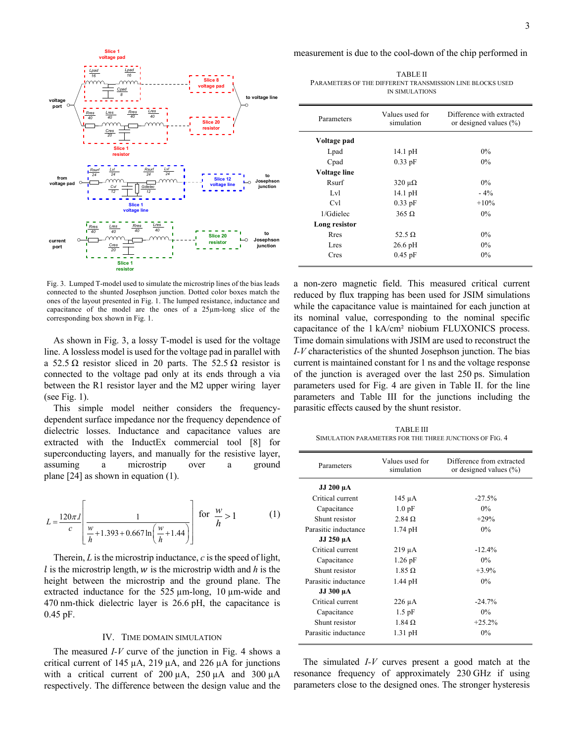Fig. 3. Lumped T-model used to simulate the microstrip lines of the bias leads connected to the shunted Josephson junction. Dotted color boxes match the ones of the layout presented in Fig. 1. The lumped resistance, inductance and capacitance of the model are the ones of a 25µm-long slice of the corresponding box shown in Fig. 1.

As shown in Fig. 3, a lossy T-model is used for the voltage line. A lossless model is used for the voltage pad in parallel with a 52.5 Ω resistor sliced in 20 parts. The 52.5 Ω resistor is connected to the voltage pad only at its ends through a via between the R1 resistor layer and the M2 upper wiring layer (see Fig. 1).

This simple model neither considers the frequency-dependent surface impedance nor the frequency dependence of dielectric losses. Inductance and capacitance values are extracted with the InductEx commercial tool [8] for superconducting layers, and manually for the resistive layer, assuming a microstrip over a ground plane [24] as shown in equation (1).

$$L = \frac{120\pi . l}{c}\left[\frac{1}{\frac{w}{h} + 1.393 + 0.667\ln\left(\frac{w}{h} + 1.44\right)}\right] \quad \text{for } \frac{w}{h} > 1 \qquad (1)$$

Therein, $L$ is the microstrip inductance, $c$ is the speed of light, $l$ is the microstrip length, $w$ is the microstrip width and $h$ is the height between the microstrip and the ground plane. The extracted inductance for the 525 µm-long, 10 µm-wide and 470 nm-thick dielectric layer is 26.6 pH, the capacitance is 0.45 pF.

## IV. Time Domain Simulation

The measured *I-V* curve of the junction in Fig. 4 shows a critical current of 145 µA, 219 µA, and 226 µA for junctions with a critical current of 200 µA, 250 µA and 300 µA respectively. The difference between the design value and the measurement is due to the cool-down of the chip performed in

TABLE II
Parameters of the different transmission line blocks used in simulations

| Parameters | Values used for simulation | Difference with extracted or designed values (%) |
|---|---|---|
| **Voltage pad** | | |
| Lpad | 14.1 pH | 0% |
| Cpad | 0.33 pF | 0% |
| **Voltage line** | | |
| Rsurf | 320 µΩ | 0% |
| Lvl | 14.1 pH | - 4% |
| Cvl | 0.33 pF | +10% |
| 1/Gdielec | 365 Ω | 0% |
| **Long resistor** | | |
| Rres | 52.5 Ω | 0% |
| Lres | 26.6 pH | 0% |
| Cres | 0.45 pF | 0% |

a non-zero magnetic field. This measured critical current reduced by flux trapping has been used for JSIM simulations while the capacitance value is maintained for each junction at its nominal value, corresponding to the nominal specific capacitance of the 1 kA/cm² niobium FLUXONICS process. Time domain simulations with JSIM are used to reconstruct the *I-V* characteristics of the shunted Josephson junction. The bias current is maintained constant for 1 ns and the voltage response of the junction is averaged over the last 250 ps. Simulation parameters used for Fig. 4 are given in Table II. for the line parameters and Table III for the junctions including the parasitic effects caused by the shunt resistor.

TABLE III
Simulation parameters for the three junctions of Fig. 4

| Parameters | Values used for simulation | Difference from extracted or designed values (%) |
|---|---|---|
| **JJ 200 µA** | | |
| Critical current | 145 µA | -27.5% |
| Capacitance | 1.0 pF | 0% |
| Shunt resistor | 2.84 Ω | +29% |
| Parasitic inductance | 1.74 pH | 0% |
| **JJ 250 µA** | | |
| Critical current | 219 µA | -12.4% |
| Capacitance | 1.26 pF | 0% |
| Shunt resistor | 1.85 Ω | +3.9% |
| Parasitic inductance | 1.44 pH | 0% |
| **JJ 300 µA** | | |
| Critical current | 226 µA | -24.7% |
| Capacitance | 1.5 pF | 0% |
| Shunt resistor | 1.84 Ω | +25.2% |
| Parasitic inductance | 1.31 pH | 0% |

The simulated *I-V* curves present a good match at the resonance frequency of approximately 230 GHz if using parameters close to the designed ones. The stronger hysteresis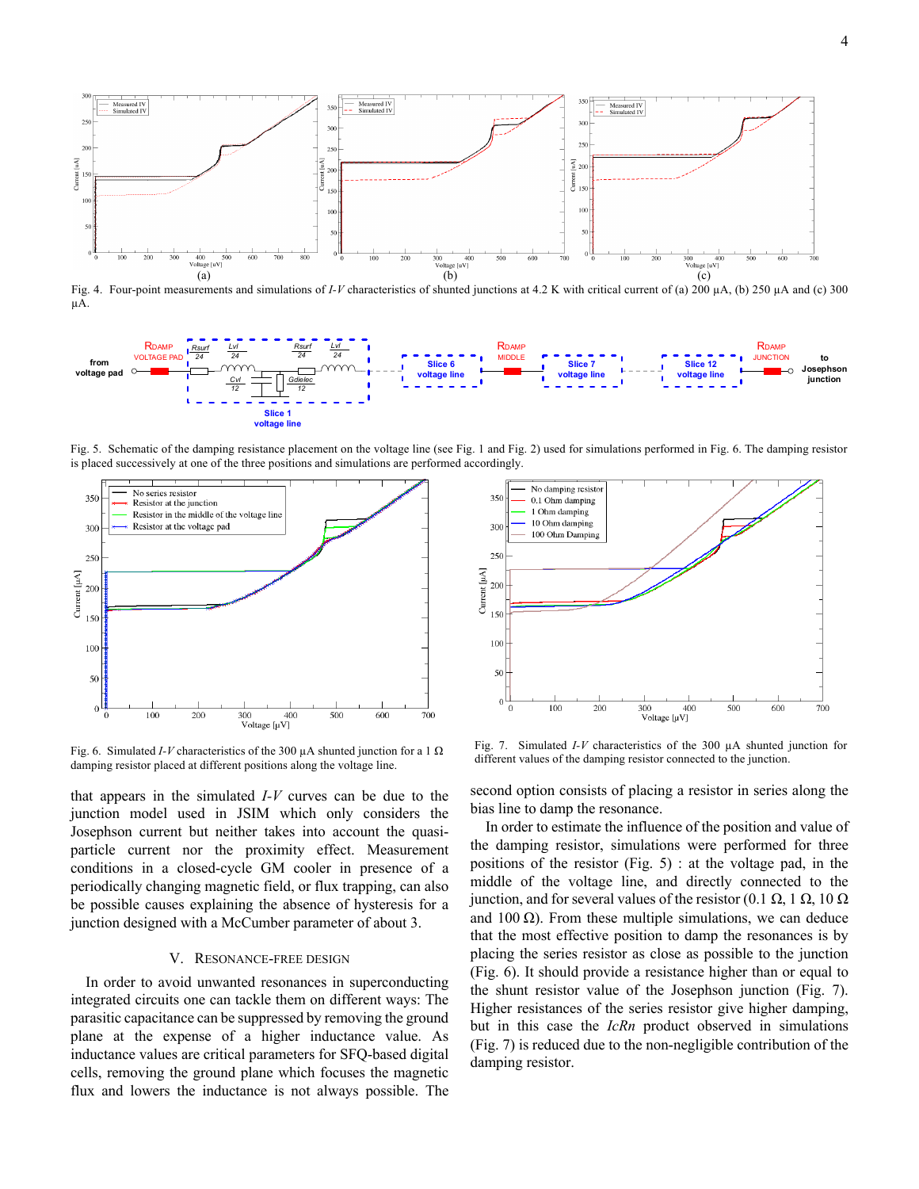Fig. 4. Four-point measurements and simulations of *I-V* characteristics of shunted junctions at 4.2 K with critical current of (a) 200 µA, (b) 250 µA and (c) 300 µA.

Fig. 5. Schematic of the damping resistance placement on the voltage line (see Fig. 1 and Fig. 2) used for simulations performed in Fig. 6. The damping resistor is placed successively at one of the three positions and simulations are performed accordingly.

Fig. 6. Simulated *I-V* characteristics of the 300 µA shunted junction for a 1 Ω damping resistor placed at different positions along the voltage line.

Fig. 7. Simulated *I-V* characteristics of the 300 µA shunted junction for different values of the damping resistor connected to the junction.

that appears in the simulated *I-V* curves can be due to the junction model used in JSIM which only considers the Josephson current but neither takes into account the quasi-particle current nor the proximity effect. Measurement conditions in a closed-cycle GM cooler in presence of a periodically changing magnetic field, or flux trapping, can also be possible causes explaining the absence of hysteresis for a junction designed with a McCumber parameter of about 3.

## V. Resonance-free Design

In order to avoid unwanted resonances in superconducting integrated circuits one can tackle them on different ways: The parasitic capacitance can be suppressed by removing the ground plane at the expense of a higher inductance value. As inductance values are critical parameters for SFQ-based digital cells, removing the ground plane which focuses the magnetic flux and lowers the inductance is not always possible. The second option consists of placing a resistor in series along the bias line to damp the resonance.

In order to estimate the influence of the position and value of the damping resistor, simulations were performed for three positions of the resistor (Fig. 5) : at the voltage pad, in the middle of the voltage line, and directly connected to the junction, and for several values of the resistor (0.1 Ω, 1 Ω, 10 Ω and 100 Ω). From these multiple simulations, we can deduce that the most effective position to damp the resonances is by placing the series resistor as close as possible to the junction (Fig. 6). It should provide a resistance higher than or equal to the shunt resistor value of the Josephson junction (Fig. 7). Higher resistances of the series resistor give higher damping, but in this case the *IcRn* product observed in simulations (Fig. 7) is reduced due to the non-negligible contribution of the damping resistor.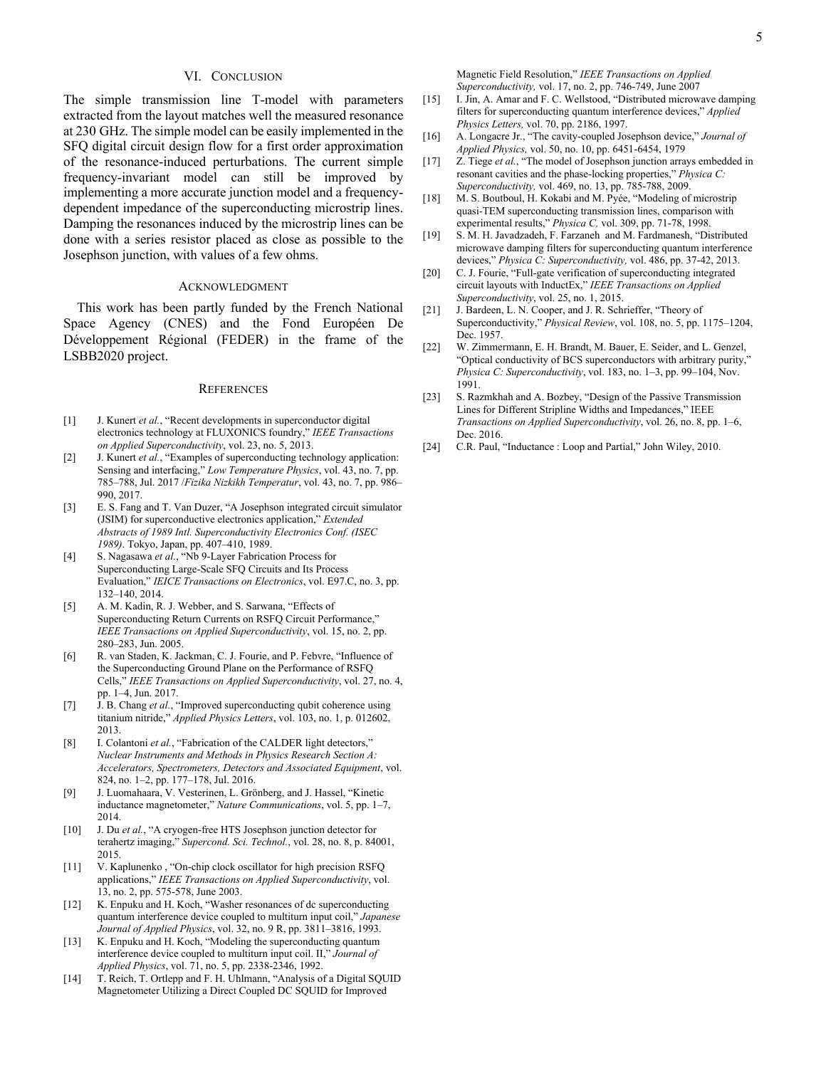## VI. Conclusion

The simple transmission line T-model with parameters extracted from the layout matches well the measured resonance at 230 GHz. The simple model can be easily implemented in the SFQ digital circuit design flow for a first order approximation of the resonance-induced perturbations. The current simple frequency-invariant model can still be improved by implementing a more accurate junction model and a frequency-dependent impedance of the superconducting microstrip lines. Damping the resonances induced by the microstrip lines can be done with a series resistor placed as close as possible to the Josephson junction, with values of a few ohms.

## Acknowledgment

This work has been partly funded by the French National Space Agency (CNES) and the Fond Européen De Développement Régional (FEDER) in the frame of the LSBB2020 project.

## References

[1] J. Kunert *et al.*, "Recent developments in superconductor digital electronics technology at FLUXONICS foundry," *IEEE Transactions on Applied Superconductivity*, vol. 23, no. 5, 2013.

[2] J. Kunert *et al.*, "Examples of superconducting technology application: Sensing and interfacing," *Low Temperature Physics*, vol. 43, no. 7, pp. 785–788, Jul. 2017 /*Fizika Nizkikh Temperatur*, vol. 43, no. 7, pp. 986–990, 2017.

[3] E. S. Fang and T. Van Duzer, "A Josephson integrated circuit simulator (JSIM) for superconductive electronics application," *Extended Abstracts of 1989 Intl. Superconductivity Electronics Conf. (ISEC 1989)*. Tokyo, Japan, pp. 407–410, 1989.

[4] S. Nagasawa *et al.*, "Nb 9-Layer Fabrication Process for Superconducting Large-Scale SFQ Circuits and Its Process Evaluation," *IEICE Transactions on Electronics*, vol. E97.C, no. 3, pp. 132–140, 2014.

[5] A. M. Kadin, R. J. Webber, and S. Sarwana, "Effects of Superconducting Return Currents on RSFQ Circuit Performance," *IEEE Transactions on Applied Superconductivity*, vol. 15, no. 2, pp. 280–283, Jun. 2005.

[6] R. van Staden, K. Jackman, C. J. Fourie, and P. Febvre, "Influence of the Superconducting Ground Plane on the Performance of RSFQ Cells," *IEEE Transactions on Applied Superconductivity*, vol. 27, no. 4, pp. 1–4, Jun. 2017.

[7] J. B. Chang *et al.*, "Improved superconducting qubit coherence using titanium nitride," *Applied Physics Letters*, vol. 103, no. 1, p. 012602, 2013.

[8] I. Colantoni *et al.*, "Fabrication of the CALDER light detectors," *Nuclear Instruments and Methods in Physics Research Section A: Accelerators, Spectrometers, Detectors and Associated Equipment*, vol. 824, no. 1–2, pp. 177–178, Jul. 2016.

[9] J. Luomahaara, V. Vesterinen, L. Grönberg, and J. Hassel, "Kinetic inductance magnetometer," *Nature Communications*, vol. 5, pp. 1–7, 2014.

[10] J. Du *et al.*, "A cryogen-free HTS Josephson junction detector for terahertz imaging," *Supercond. Sci. Technol.*, vol. 28, no. 8, p. 84001, 2015.

[11] V. Kaplunenko , "On-chip clock oscillator for high precision RSFQ applications," *IEEE Transactions on Applied Superconductivity*, vol. 13, no. 2, pp. 575-578, June 2003.

[12] K. Enpuku and H. Koch, "Washer resonances of dc superconducting quantum interference device coupled to multiturn input coil," *Japanese Journal of Applied Physics*, vol. 32, no. 9 R, pp. 3811–3816, 1993.

[13] K. Enpuku and H. Koch, "Modeling the superconducting quantum interference device coupled to multiturn input coil. II," *Journal of Applied Physics*, vol. 71, no. 5, pp. 2338-2346, 1992.

[14] T. Reich, T. Ortlepp and F. H. Uhlmann, "Analysis of a Digital SQUID Magnetometer Utilizing a Direct Coupled DC SQUID for Improved Magnetic Field Resolution," *IEEE Transactions on Applied Superconductivity,* vol. 17, no. 2, pp. 746-749, June 2007

[15] I. Jin, A. Amar and F. C. Wellstood, "Distributed microwave damping filters for superconducting quantum interference devices," *Applied Physics Letters,* vol. 70, pp. 2186, 1997.

[16] A. Longacre Jr., "The cavity-coupled Josephson device," *Journal of Applied Physics,* vol. 50, no. 10, pp. 6451-6454, 1979

[17] Z. Tiege *et al.*, "The model of Josephson junction arrays embedded in resonant cavities and the phase-locking properties," *Physica C: Superconductivity,* vol. 469, no. 13, pp. 785-788, 2009.

[18] M. S. Boutboul, H. Kokabi and M. Pyée, "Modeling of microstrip quasi-TEM superconducting transmission lines, comparison with experimental results," *Physica C,* vol. 309, pp. 71-78, 1998.

[19] S. M. H. Javadzadeh, F. Farzaneh and M. Fardmanesh, "Distributed microwave damping filters for superconducting quantum interference devices," *Physica C: Superconductivity,* vol. 486, pp. 37-42, 2013.

[20] C. J. Fourie, "Full-gate verification of superconducting integrated circuit layouts with InductEx," *IEEE Transactions on Applied Superconductivity*, vol. 25, no. 1, 2015.

[21] J. Bardeen, L. N. Cooper, and J. R. Schrieffer, "Theory of Superconductivity," *Physical Review*, vol. 108, no. 5, pp. 1175–1204, Dec. 1957.

[22] W. Zimmermann, E. H. Brandt, M. Bauer, E. Seider, and L. Genzel, "Optical conductivity of BCS superconductors with arbitrary purity," *Physica C: Superconductivity*, vol. 183, no. 1–3, pp. 99–104, Nov. 1991.

[23] S. Razmkhah and A. Bozbey, "Design of the Passive Transmission Lines for Different Stripline Widths and Impedances," IEEE *Transactions on Applied Superconductivity*, vol. 26, no. 8, pp. 1–6, Dec. 2016.

[24] C.R. Paul, "Inductance : Loop and Partial," John Wiley, 2010.